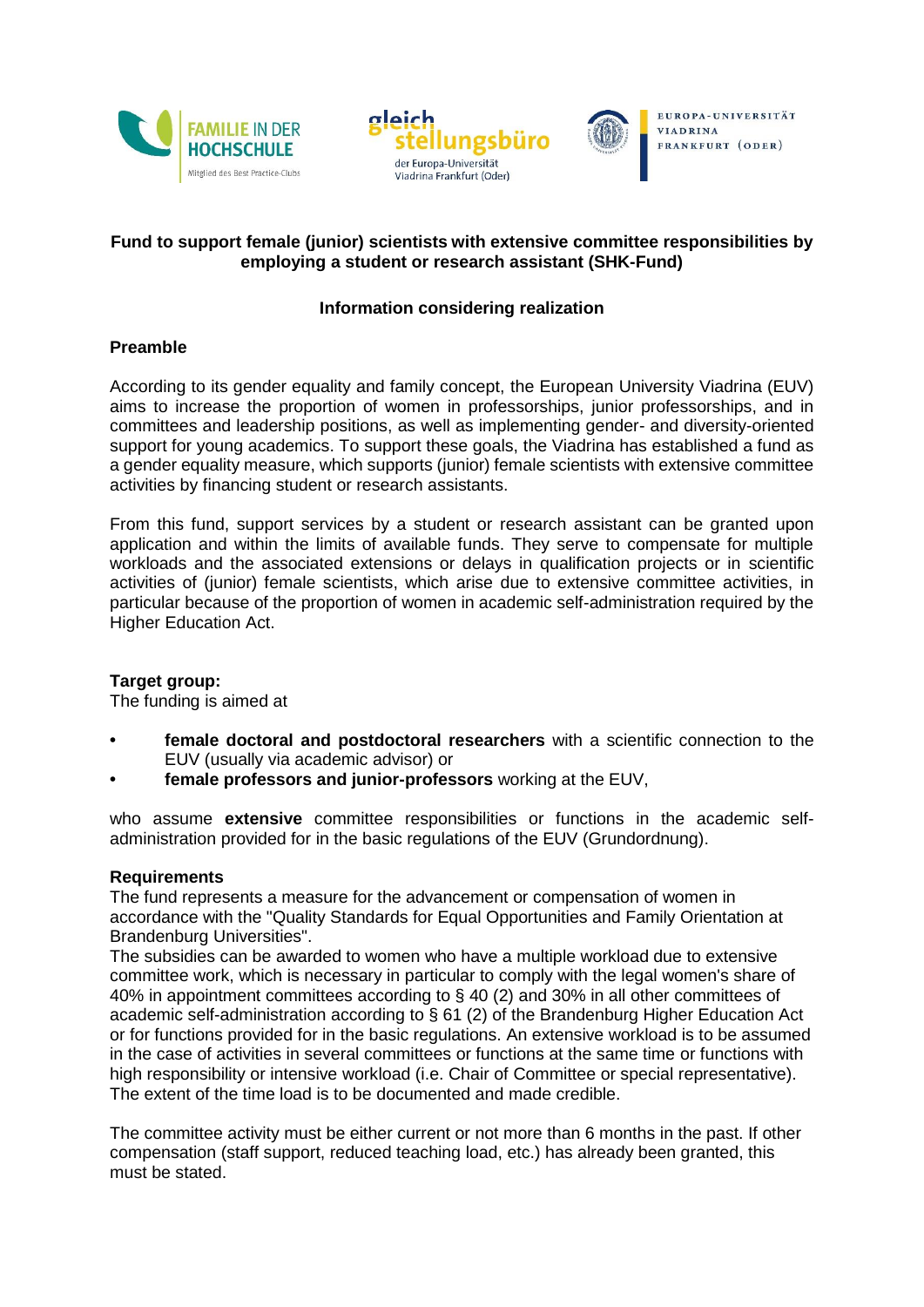**Fund to support female (junior) scientists with extensive committee responsibilities by employing a student or research assistant (SHK-Fund)**

**Information considering realization**

## Preamble

According to its gender equality and family concept, the European University Viadrina (EUV) aims to increase the proportion of women in professorships, junior professorships, and in committees and leadership positions, as well as implementing gender- and diversity-oriented support for young academics. To support these goals, the Viadrina has established a fund as a gender equality measure, which supports (junior) female scientists with extensive committee activities by financing student or research assistants.

From this fund, support services by a student or research assistant can be granted upon application and within the limits of available funds. They serve to compensate for multiple workloads and the associated extensions or delays in qualification projects or in scientific activities of (junior) female scientists, which arise due to extensive committee activities, in particular because of the proportion of women in academic self-administration required by the Higher Education Act.

## Target group:

The funding is aimed at

- **female doctoral and postdoctoral researchers** with a scientific connection to the EUV (usually via academic advisor) or
- **female professors and junior-professors** working at the EUV,

who assume **extensive** committee responsibilities or functions in the academic self-administration provided for in the basic regulations of the EUV (Grundordnung).

## Requirements

The fund represents a measure for the advancement or compensation of women in accordance with the "Quality Standards for Equal Opportunities and Family Orientation at Brandenburg Universities".

The subsidies can be awarded to women who have a multiple workload due to extensive committee work, which is necessary in particular to comply with the legal women's share of 40% in appointment committees according to § 40 (2) and 30% in all other committees of academic self-administration according to § 61 (2) of the Brandenburg Higher Education Act or for functions provided for in the basic regulations. An extensive workload is to be assumed in the case of activities in several committees or functions at the same time or functions with high responsibility or intensive workload (i.e. Chair of Committee or special representative). The extent of the time load is to be documented and made credible.

The committee activity must be either current or not more than 6 months in the past. If other compensation (staff support, reduced teaching load, etc.) has already been granted, this must be stated.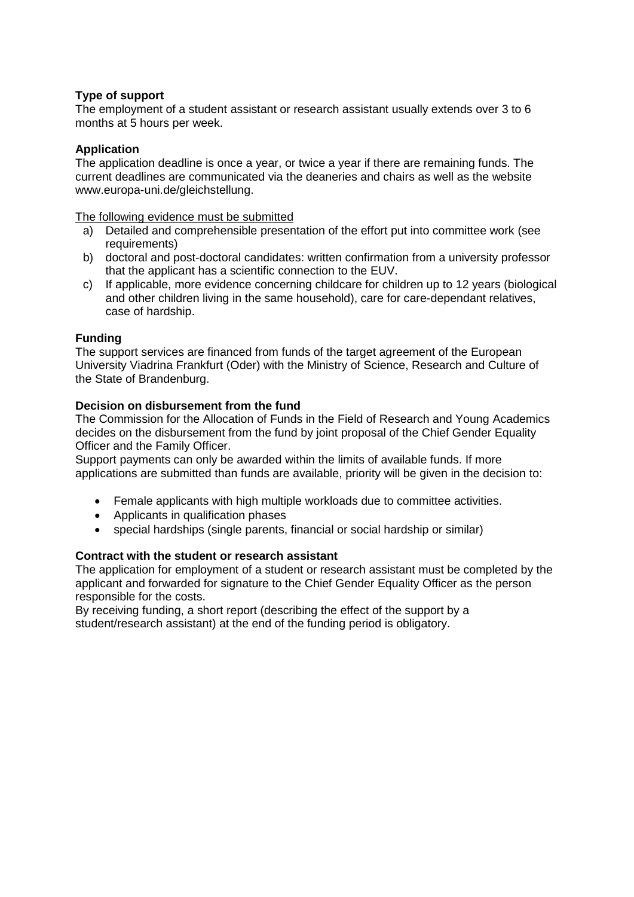**Type of support**

The employment of a student assistant or research assistant usually extends over 3 to 6 months at 5 hours per week.

**Application**

The application deadline is once a year, or twice a year if there are remaining funds. The current deadlines are communicated via the deaneries and chairs as well as the website www.europa-uni.de/gleichstellung.

<u>The following evidence must be submitted</u>

a) Detailed and comprehensible presentation of the effort put into committee work (see requirements)
b) doctoral and post-doctoral candidates: written confirmation from a university professor that the applicant has a scientific connection to the EUV.
c) If applicable, more evidence concerning childcare for children up to 12 years (biological and other children living in the same household), care for care-dependant relatives, case of hardship.

**Funding**

The support services are financed from funds of the target agreement of the European University Viadrina Frankfurt (Oder) with the Ministry of Science, Research and Culture of the State of Brandenburg.

**Decision on disbursement from the fund**

The Commission for the Allocation of Funds in the Field of Research and Young Academics decides on the disbursement from the fund by joint proposal of the Chief Gender Equality Officer and the Family Officer.

Support payments can only be awarded within the limits of available funds. If more applications are submitted than funds are available, priority will be given in the decision to:

- Female applicants with high multiple workloads due to committee activities.
- Applicants in qualification phases
- special hardships (single parents, financial or social hardship or similar)

**Contract with the student or research assistant**

The application for employment of a student or research assistant must be completed by the applicant and forwarded for signature to the Chief Gender Equality Officer as the person responsible for the costs.

By receiving funding, a short report (describing the effect of the support by a student/research assistant) at the end of the funding period is obligatory.